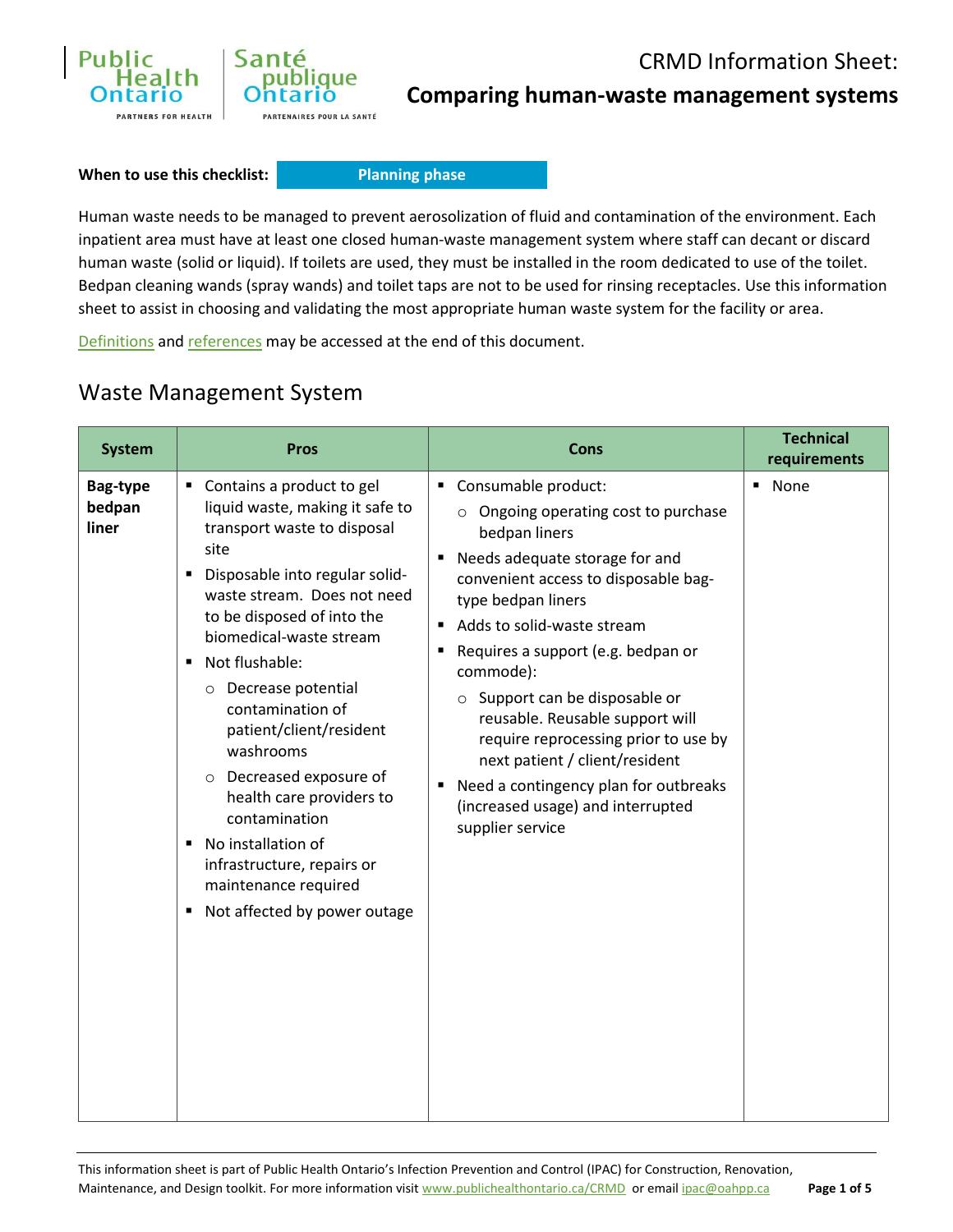# CRMD Information Sheet: Comparing human-waste management systems

**When to use this checklist:** Planning phase

Human waste needs to be managed to prevent aerosolization of fluid and contamination of the environment. Each inpatient area must have at least one closed human-waste management system where staff can decant or discard human waste (solid or liquid). If toilets are used, they must be installed in the room dedicated to use of the toilet. Bedpan cleaning wands (spray wands) and toilet taps are not to be used for rinsing receptacles. Use this information sheet to assist in choosing and validating the most appropriate human waste system for the facility or area.

Definitions and references may be accessed at the end of this document.

## Waste Management System

| System | Pros | Cons | Technical requirements |
|---|---|---|---|
| **Bag-type bedpan liner** | ▪ Contains a product to gel liquid waste, making it safe to transport waste to disposal site<br>▪ Disposable into regular solid-waste stream. Does not need to be disposed of into the biomedical-waste stream<br>▪ Not flushable:<br>  ○ Decrease potential contamination of patient/client/resident washrooms<br>  ○ Decreased exposure of health care providers to contamination<br>▪ No installation of infrastructure, repairs or maintenance required<br>▪ Not affected by power outage | ▪ Consumable product:<br>  ○ Ongoing operating cost to purchase bedpan liners<br>▪ Needs adequate storage for and convenient access to disposable bag-type bedpan liners<br>▪ Adds to solid-waste stream<br>▪ Requires a support (e.g. bedpan or commode):<br>  ○ Support can be disposable or reusable. Reusable support will require reprocessing prior to use by next patient / client/resident<br>▪ Need a contingency plan for outbreaks (increased usage) and interrupted supplier service | ▪ None |

This information sheet is part of Public Health Ontario's Infection Prevention and Control (IPAC) for Construction, Renovation, Maintenance, and Design toolkit. For more information visit www.publichealthontario.ca/CRMD or email ipac@oahpp.ca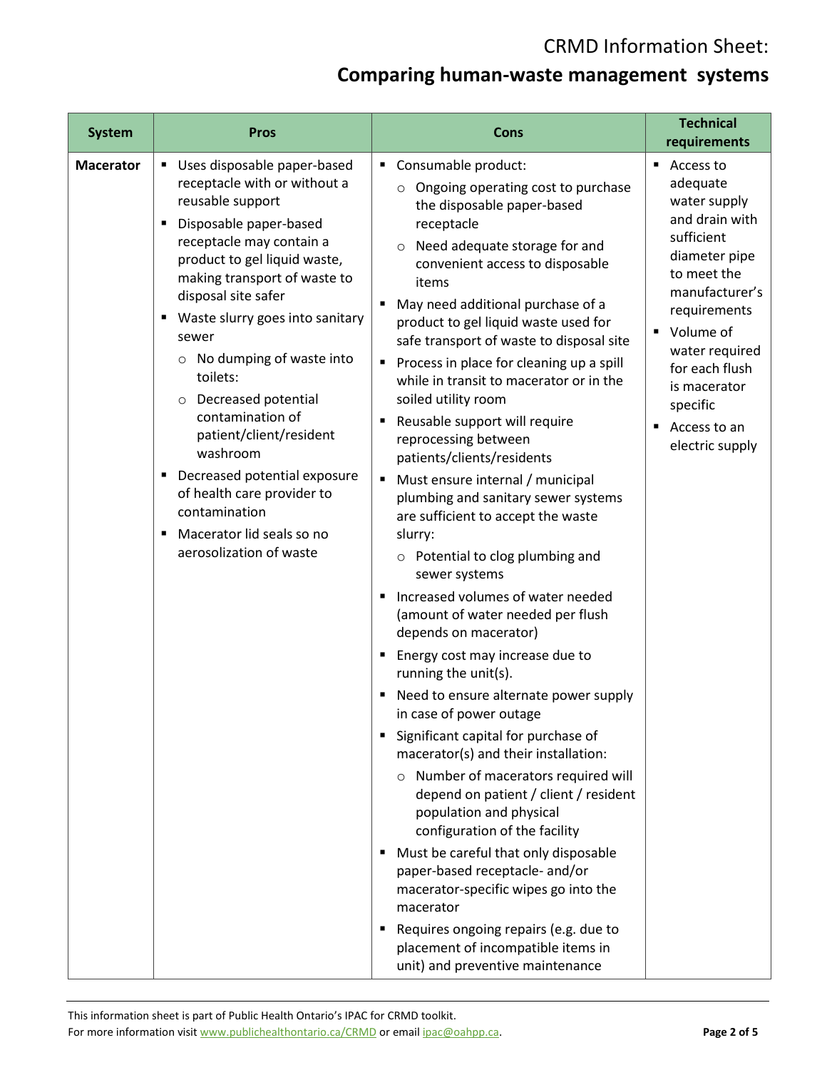# CRMD Information Sheet:

## Comparing human-waste management systems

| System | Pros | Cons | Technical requirements |
|---|---|---|---|
| **Macerator** | ▪ Uses disposable paper-based receptacle with or without a reusable support<br>▪ Disposable paper-based receptacle may contain a product to gel liquid waste, making transport of waste to disposal site safer<br>▪ Waste slurry goes into sanitary sewer<br>&nbsp;&nbsp;○ No dumping of waste into toilets:<br>&nbsp;&nbsp;○ Decreased potential contamination of patient/client/resident washroom<br>▪ Decreased potential exposure of health care provider to contamination<br>▪ Macerator lid seals so no aerosolization of waste | ▪ Consumable product:<br>&nbsp;&nbsp;○ Ongoing operating cost to purchase the disposable paper-based receptacle<br>&nbsp;&nbsp;○ Need adequate storage for and convenient access to disposable items<br>▪ May need additional purchase of a product to gel liquid waste used for safe transport of waste to disposal site<br>▪ Process in place for cleaning up a spill while in transit to macerator or in the soiled utility room<br>▪ Reusable support will require reprocessing between patients/clients/residents<br>▪ Must ensure internal / municipal plumbing and sanitary sewer systems are sufficient to accept the waste slurry:<br>&nbsp;&nbsp;○ Potential to clog plumbing and sewer systems<br>▪ Increased volumes of water needed (amount of water needed per flush depends on macerator)<br>▪ Energy cost may increase due to running the unit(s).<br>▪ Need to ensure alternate power supply in case of power outage<br>▪ Significant capital for purchase of macerator(s) and their installation:<br>&nbsp;&nbsp;○ Number of macerators required will depend on patient / client / resident population and physical configuration of the facility<br>▪ Must be careful that only disposable paper-based receptacle- and/or macerator-specific wipes go into the macerator<br>▪ Requires ongoing repairs (e.g. due to placement of incompatible items in unit) and preventive maintenance | ▪ Access to adequate water supply and drain with sufficient diameter pipe to meet the manufacturer's requirements<br>▪ Volume of water required for each flush is macerator specific<br>▪ Access to an electric supply |

This information sheet is part of Public Health Ontario's IPAC for CRMD toolkit.
For more information visit www.publichealthontario.ca/CRMD or email ipac@oahpp.ca.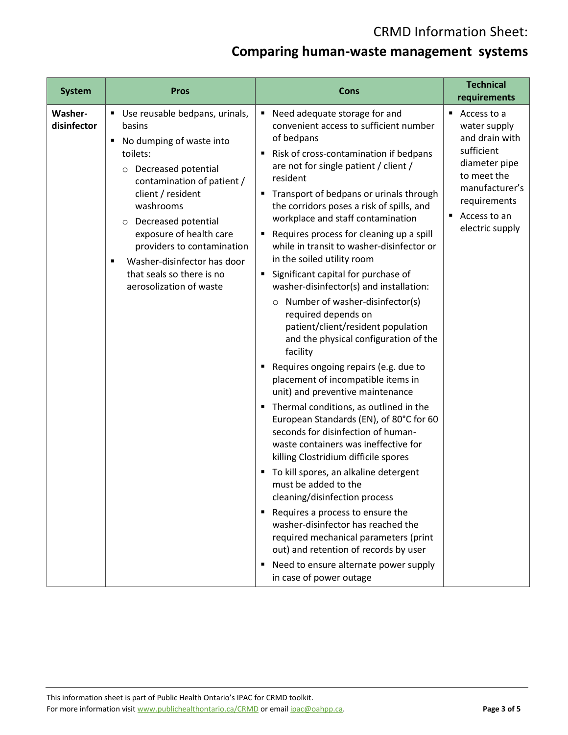| System | Pros | Cons | Technical requirements |
|---|---|---|---|
| **Washer-disinfector** | ▪ Use reusable bedpans, urinals, basins<br>▪ No dumping of waste into toilets:<br>○ Decreased potential contamination of patient / client / resident washrooms<br>○ Decreased potential exposure of health care providers to contamination<br>▪ Washer-disinfector has door that seals so there is no aerosolization of waste | ▪ Need adequate storage for and convenient access to sufficient number of bedpans<br>▪ Risk of cross-contamination if bedpans are not for single patient / client / resident<br>▪ Transport of bedpans or urinals through the corridors poses a risk of spills, and workplace and staff contamination<br>▪ Requires process for cleaning up a spill while in transit to washer-disinfector or in the soiled utility room<br>▪ Significant capital for purchase of washer-disinfector(s) and installation:<br>○ Number of washer-disinfector(s) required depends on patient/client/resident population and the physical configuration of the facility<br>▪ Requires ongoing repairs (e.g. due to placement of incompatible items in unit) and preventive maintenance<br>▪ Thermal conditions, as outlined in the European Standards (EN), of 80°C for 60 seconds for disinfection of human-waste containers was ineffective for killing Clostridium difficile spores<br>▪ To kill spores, an alkaline detergent must be added to the cleaning/disinfection process<br>▪ Requires a process to ensure the washer-disinfector has reached the required mechanical parameters (print out) and retention of records by user<br>▪ Need to ensure alternate power supply in case of power outage | ▪ Access to a water supply and drain with sufficient diameter pipe to meet the manufacturer's requirements<br>▪ Access to an electric supply |

This information sheet is part of Public Health Ontario's IPAC for CRMD toolkit.
For more information visit www.publichealthontario.ca/CRMD or email ipac@oahpp.ca.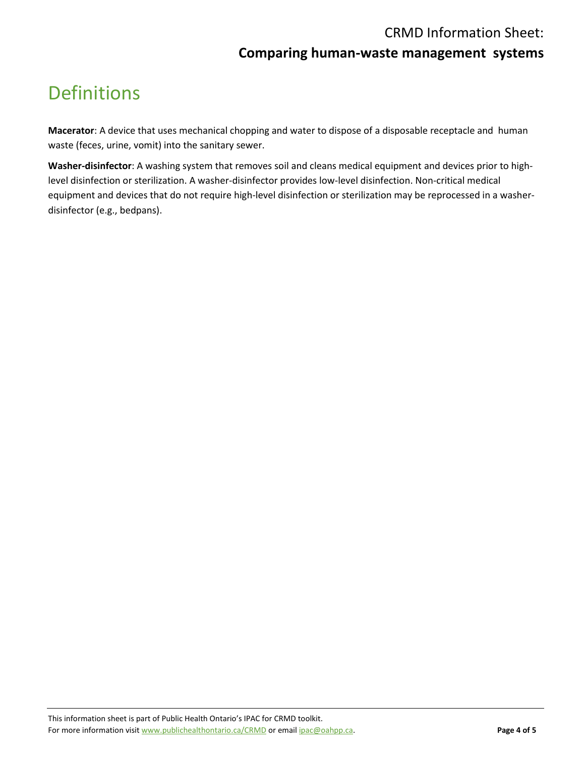# Definitions

**Macerator**: A device that uses mechanical chopping and water to dispose of a disposable receptacle and human waste (feces, urine, vomit) into the sanitary sewer.

**Washer-disinfector**: A washing system that removes soil and cleans medical equipment and devices prior to high-level disinfection or sterilization. A washer-disinfector provides low-level disinfection. Non-critical medical equipment and devices that do not require high-level disinfection or sterilization may be reprocessed in a washer-disinfector (e.g., bedpans).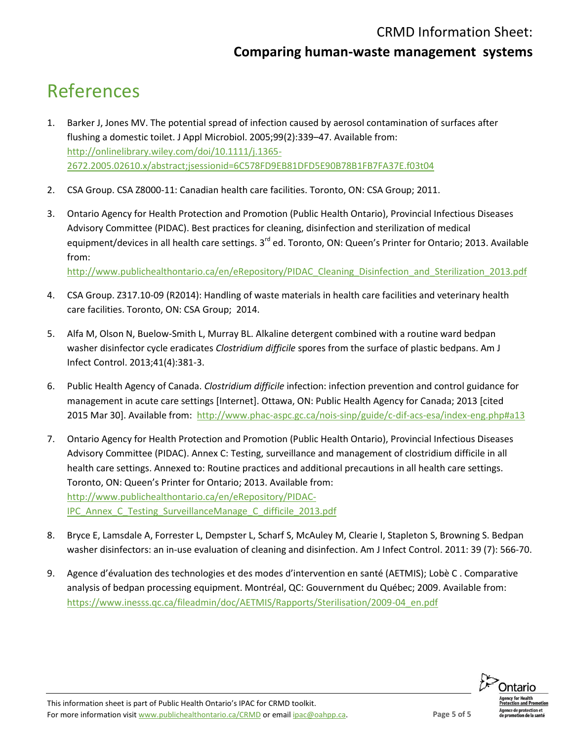# References

1. Barker J, Jones MV. The potential spread of infection caused by aerosol contamination of surfaces after flushing a domestic toilet. J Appl Microbiol. 2005;99(2):339–47. Available from: http://onlinelibrary.wiley.com/doi/10.1111/j.1365-2672.2005.02610.x/abstract;jsessionid=6C578FD9EB81DFD5E90B78B1FB7FA37E.f03t04

2. CSA Group. CSA Z8000-11: Canadian health care facilities. Toronto, ON: CSA Group; 2011.

3. Ontario Agency for Health Protection and Promotion (Public Health Ontario), Provincial Infectious Diseases Advisory Committee (PIDAC). Best practices for cleaning, disinfection and sterilization of medical equipment/devices in all health care settings. 3rd ed. Toronto, ON: Queen's Printer for Ontario; 2013. Available from: http://www.publichealthontario.ca/en/eRepository/PIDAC_Cleaning_Disinfection_and_Sterilization_2013.pdf

4. CSA Group. Z317.10-09 (R2014): Handling of waste materials in health care facilities and veterinary health care facilities. Toronto, ON: CSA Group; 2014.

5. Alfa M, Olson N, Buelow-Smith L, Murray BL. Alkaline detergent combined with a routine ward bedpan washer disinfector cycle eradicates *Clostridium difficile* spores from the surface of plastic bedpans. Am J Infect Control. 2013;41(4):381-3.

6. Public Health Agency of Canada. *Clostridium difficile* infection: infection prevention and control guidance for management in acute care settings [Internet]. Ottawa, ON: Public Health Agency for Canada; 2013 [cited 2015 Mar 30]. Available from: http://www.phac-aspc.gc.ca/nois-sinp/guide/c-dif-acs-esa/index-eng.php#a13

7. Ontario Agency for Health Protection and Promotion (Public Health Ontario), Provincial Infectious Diseases Advisory Committee (PIDAC). Annex C: Testing, surveillance and management of clostridium difficile in all health care settings. Annexed to: Routine practices and additional precautions in all health care settings. Toronto, ON: Queen's Printer for Ontario; 2013. Available from: http://www.publichealthontario.ca/en/eRepository/PIDAC-IPC_Annex_C_Testing_SurveillanceManage_C_difficile_2013.pdf

8. Bryce E, Lamsdale A, Forrester L, Dempster L, Scharf S, McAuley M, Clearie I, Stapleton S, Browning S. Bedpan washer disinfectors: an in-use evaluation of cleaning and disinfection. Am J Infect Control. 2011: 39 (7): 566-70.

9. Agence d'évaluation des technologies et des modes d'intervention en santé (AETMIS); Lobè C . Comparative analysis of bedpan processing equipment. Montréal, QC: Gouvernment du Québec; 2009. Available from: https://www.inesss.qc.ca/fileadmin/doc/AETMIS/Rapports/Sterilisation/2009-04_en.pdf